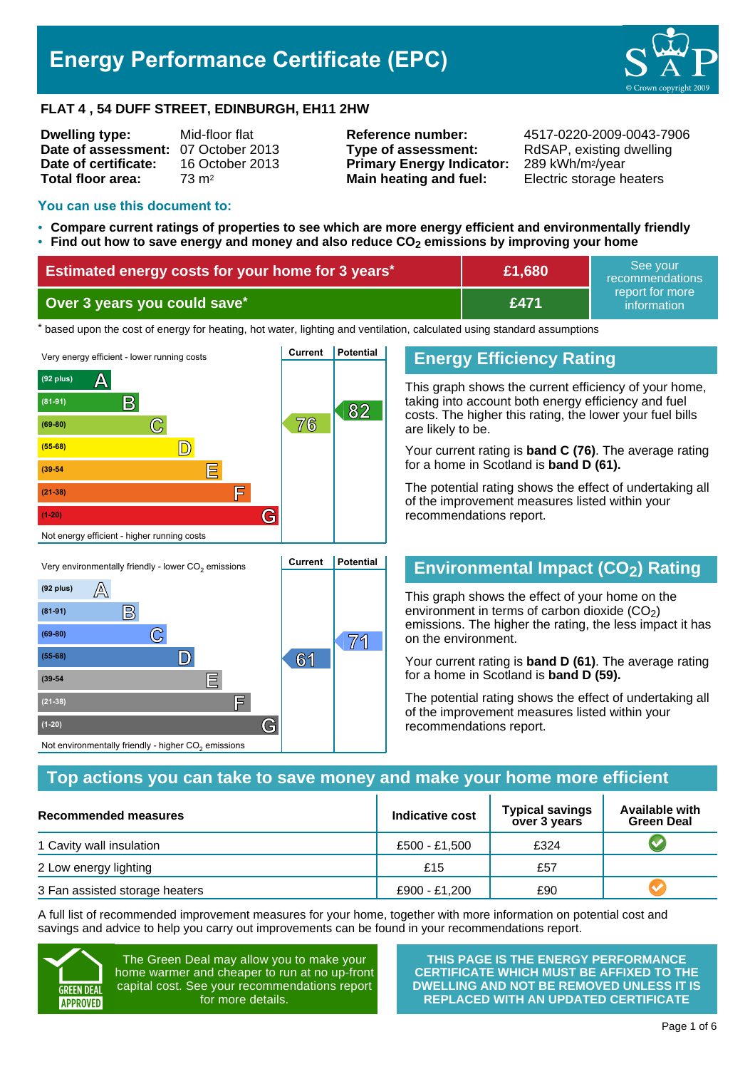# Energy Performance Certificate (EPC)

© Crown copyright 2009

**FLAT 4 , 54 DUFF STREET, EDINBURGH, EH11 2HW**

| | | | |
|---|---|---|---|
| **Dwelling type:** | Mid-floor flat | **Reference number:** | 4517-0220-2009-0043-7906 |
| **Date of assessment:** | 07 October 2013 | **Type of assessment:** | RdSAP, existing dwelling |
| **Date of certificate:** | 16 October 2013 | **Primary Energy Indicator:** | 289 kWh/m²/year |
| **Total floor area:** | 73 m² | **Main heating and fuel:** | Electric storage heaters |

## You can use this document to:

- **Compare current ratings of properties to see which are more energy efficient and environmentally friendly**
- **Find out how to save energy and money and also reduce $CO_2$ emissions by improving your home**

| | | |
|---|---|---|
| **Estimated energy costs for your home for 3 years*** | **£1,680** | See your recommendations report for more information |
| **Over 3 years you could save*** | **£471** | |

\* based upon the cost of energy for heating, hot water, lighting and ventilation, calculated using standard assumptions

Very energy efficient - lower running costs

| Band | Current | Potential |
|---|---|---|
| (92 plus) A | | |
| (81-91) B | | 82 |
| (69-80) C | 76 | |
| (55-68) D | | |
| (39-54) E | | |
| (21-38) F | | |
| (1-20) G | | |

Not energy efficient - higher running costs

## Energy Efficiency Rating

This graph shows the current efficiency of your home, taking into account both energy efficiency and fuel costs. The higher this rating, the lower your fuel bills are likely to be.

Your current rating is **band C (76)**. The average rating for a home in Scotland is **band D (61).**

The potential rating shows the effect of undertaking all of the improvement measures listed within your recommendations report.

Very environmentally friendly - lower $CO_2$ emissions

| Band | Current | Potential |
|---|---|---|
| (92 plus) A | | |
| (81-91) B | | |
| (69-80) C | | 71 |
| (55-68) D | 61 | |
| (39-54) E | | |
| (21-38) F | | |
| (1-20) G | | |

Not environmentally friendly - higher $CO_2$ emissions

## Environmental Impact ($CO_2$) Rating

This graph shows the effect of your home on the environment in terms of carbon dioxide ($CO_2$) emissions. The higher the rating, the less impact it has on the environment.

Your current rating is **band D (61)**. The average rating for a home in Scotland is **band D (59).**

The potential rating shows the effect of undertaking all of the improvement measures listed within your recommendations report.

## Top actions you can take to save money and make your home more efficient

| Recommended measures | Indicative cost | Typical savings over 3 years | Available with Green Deal |
|---|---|---|---|
| 1 Cavity wall insulation | £500 - £1,500 | £324 | ✔ |
| 2 Low energy lighting | £15 | £57 | |
| 3 Fan assisted storage heaters | £900 - £1,200 | £90 | ✔ |

A full list of recommended improvement measures for your home, together with more information on potential cost and savings and advice to help you carry out improvements can be found in your recommendations report.

GREEN DEAL APPROVED

The Green Deal may allow you to make your home warmer and cheaper to run at no up-front capital cost. See your recommendations report for more details.

**THIS PAGE IS THE ENERGY PERFORMANCE CERTIFICATE WHICH MUST BE AFFIXED TO THE DWELLING AND NOT BE REMOVED UNLESS IT IS REPLACED WITH AN UPDATED CERTIFICATE**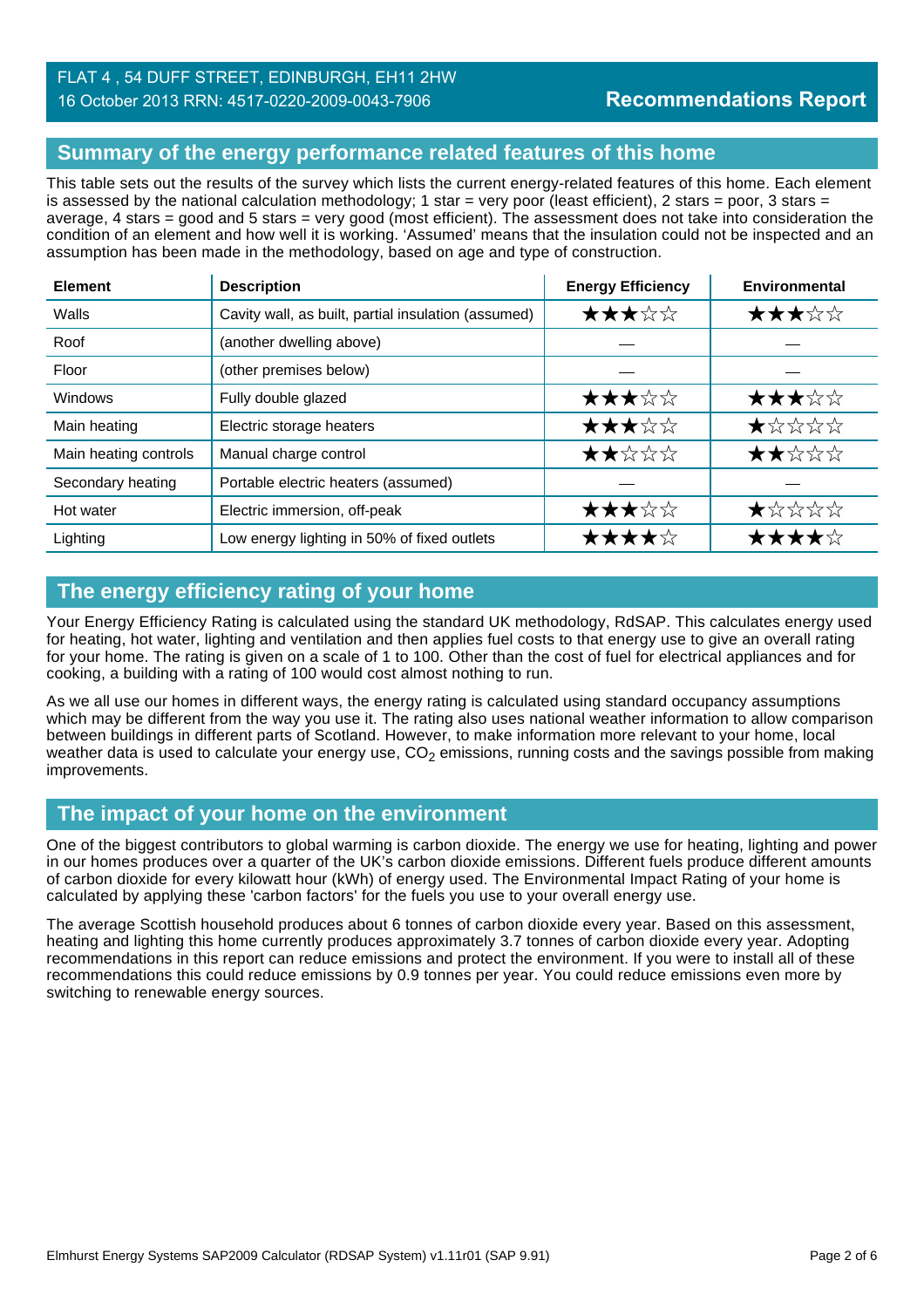FLAT 4 , 54 DUFF STREET, EDINBURGH, EH11 2HW
16 October 2013 RRN: 4517-0220-2009-0043-7906

**Recommendations Report**

## Summary of the energy performance related features of this home

This table sets out the results of the survey which lists the current energy-related features of this home. Each element is assessed by the national calculation methodology; 1 star = very poor (least efficient), 2 stars = poor, 3 stars = average, 4 stars = good and 5 stars = very good (most efficient). The assessment does not take into consideration the condition of an element and how well it is working. 'Assumed' means that the insulation could not be inspected and an assumption has been made in the methodology, based on age and type of construction.

| Element | Description | Energy Efficiency | Environmental |
|---|---|---|---|
| Walls | Cavity wall, as built, partial insulation (assumed) | ★★★☆☆ | ★★★☆☆ |
| Roof | (another dwelling above) | — | — |
| Floor | (other premises below) | — | — |
| Windows | Fully double glazed | ★★★☆☆ | ★★★☆☆ |
| Main heating | Electric storage heaters | ★★★☆☆ | ★☆☆☆☆ |
| Main heating controls | Manual charge control | ★★☆☆☆ | ★★☆☆☆ |
| Secondary heating | Portable electric heaters (assumed) | — | — |
| Hot water | Electric immersion, off-peak | ★★★☆☆ | ★☆☆☆☆ |
| Lighting | Low energy lighting in 50% of fixed outlets | ★★★★☆ | ★★★★☆ |

## The energy efficiency rating of your home

Your Energy Efficiency Rating is calculated using the standard UK methodology, RdSAP. This calculates energy used for heating, hot water, lighting and ventilation and then applies fuel costs to that energy use to give an overall rating for your home. The rating is given on a scale of 1 to 100. Other than the cost of fuel for electrical appliances and for cooking, a building with a rating of 100 would cost almost nothing to run.

As we all use our homes in different ways, the energy rating is calculated using standard occupancy assumptions which may be different from the way you use it. The rating also uses national weather information to allow comparison between buildings in different parts of Scotland. However, to make information more relevant to your home, local weather data is used to calculate your energy use, $CO_2$ emissions, running costs and the savings possible from making improvements.

## The impact of your home on the environment

One of the biggest contributors to global warming is carbon dioxide. The energy we use for heating, lighting and power in our homes produces over a quarter of the UK's carbon dioxide emissions. Different fuels produce different amounts of carbon dioxide for every kilowatt hour (kWh) of energy used. The Environmental Impact Rating of your home is calculated by applying these 'carbon factors' for the fuels you use to your overall energy use.

The average Scottish household produces about 6 tonnes of carbon dioxide every year. Based on this assessment, heating and lighting this home currently produces approximately 3.7 tonnes of carbon dioxide every year. Adopting recommendations in this report can reduce emissions and protect the environment. If you were to install all of these recommendations this could reduce emissions by 0.9 tonnes per year. You could reduce emissions even more by switching to renewable energy sources.

Elmhurst Energy Systems SAP2009 Calculator (RDSAP System) v1.11r01 (SAP 9.91)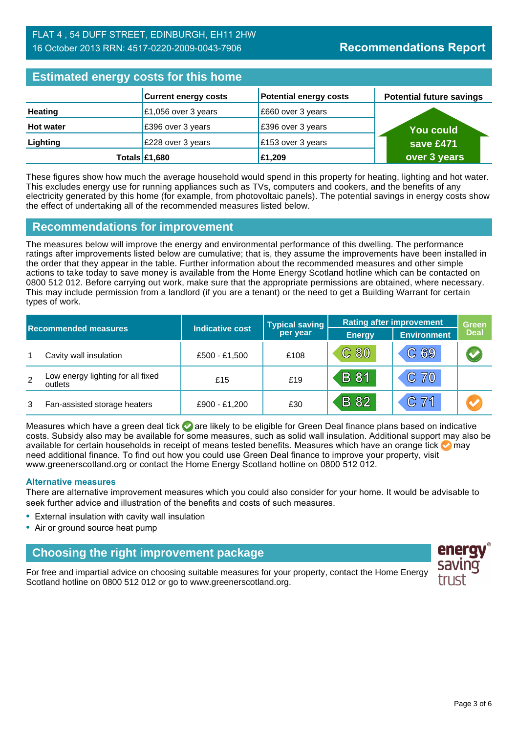FLAT 4 , 54 DUFF STREET, EDINBURGH, EH11 2HW
16 October 2013 RRN: 4517-0220-2009-0043-7906

**Recommendations Report**

## Estimated energy costs for this home

| | Current energy costs | Potential energy costs | Potential future savings |
|---|---|---|---|
| **Heating** | £1,056 over 3 years | £660 over 3 years | You could save £471 over 3 years |
| **Hot water** | £396 over 3 years | £396 over 3 years | |
| **Lighting** | £228 over 3 years | £153 over 3 years | |
| **Totals** | **£1,680** | **£1,209** | |

These figures show how much the average household would spend in this property for heating, lighting and hot water. This excludes energy use for running appliances such as TVs, computers and cookers, and the benefits of any electricity generated by this home (for example, from photovoltaic panels). The potential savings in energy costs show the effect of undertaking all of the recommended measures listed below.

## Recommendations for improvement

The measures below will improve the energy and environmental performance of this dwelling. The performance ratings after improvements listed below are cumulative; that is, they assume the improvements have been installed in the order that they appear in the table. Further information about the recommended measures and other simple actions to take today to save money is available from the Home Energy Scotland hotline which can be contacted on 0800 512 012. Before carrying out work, make sure that the appropriate permissions are obtained, where necessary. This may include permission from a landlord (if you are a tenant) or the need to get a Building Warrant for certain types of work.

| | Recommended measures | Indicative cost | Typical saving per year | Rating after improvement | | Green Deal |
|---|---|---|---|---|---|---|
| | | | | Energy | Environment | |
| 1 | Cavity wall insulation | £500 - £1,500 | £108 | C 80 | C 69 | Green tick |
| 2 | Low energy lighting for all fixed outlets | £15 | £19 | B 81 | C 70 | |
| 3 | Fan-assisted storage heaters | £900 - £1,200 | £30 | B 82 | C 71 | Orange tick |

Measures which have a green deal tick are likely to be eligible for Green Deal finance plans based on indicative costs. Subsidy also may be available for some measures, such as solid wall insulation. Additional support may also be available for certain households in receipt of means tested benefits. Measures which have an orange tick may need additional finance. To find out how you could use Green Deal finance to improve your property, visit www.greenerscotland.org or contact the Home Energy Scotland hotline on 0800 512 012.

### Alternative measures

There are alternative improvement measures which you could also consider for your home. It would be advisable to seek further advice and illustration of the benefits and costs of such measures.

- External insulation with cavity wall insulation
- Air or ground source heat pump

## Choosing the right improvement package

For free and impartial advice on choosing suitable measures for your property, contact the Home Energy Scotland hotline on 0800 512 012 or go to www.greenerscotland.org.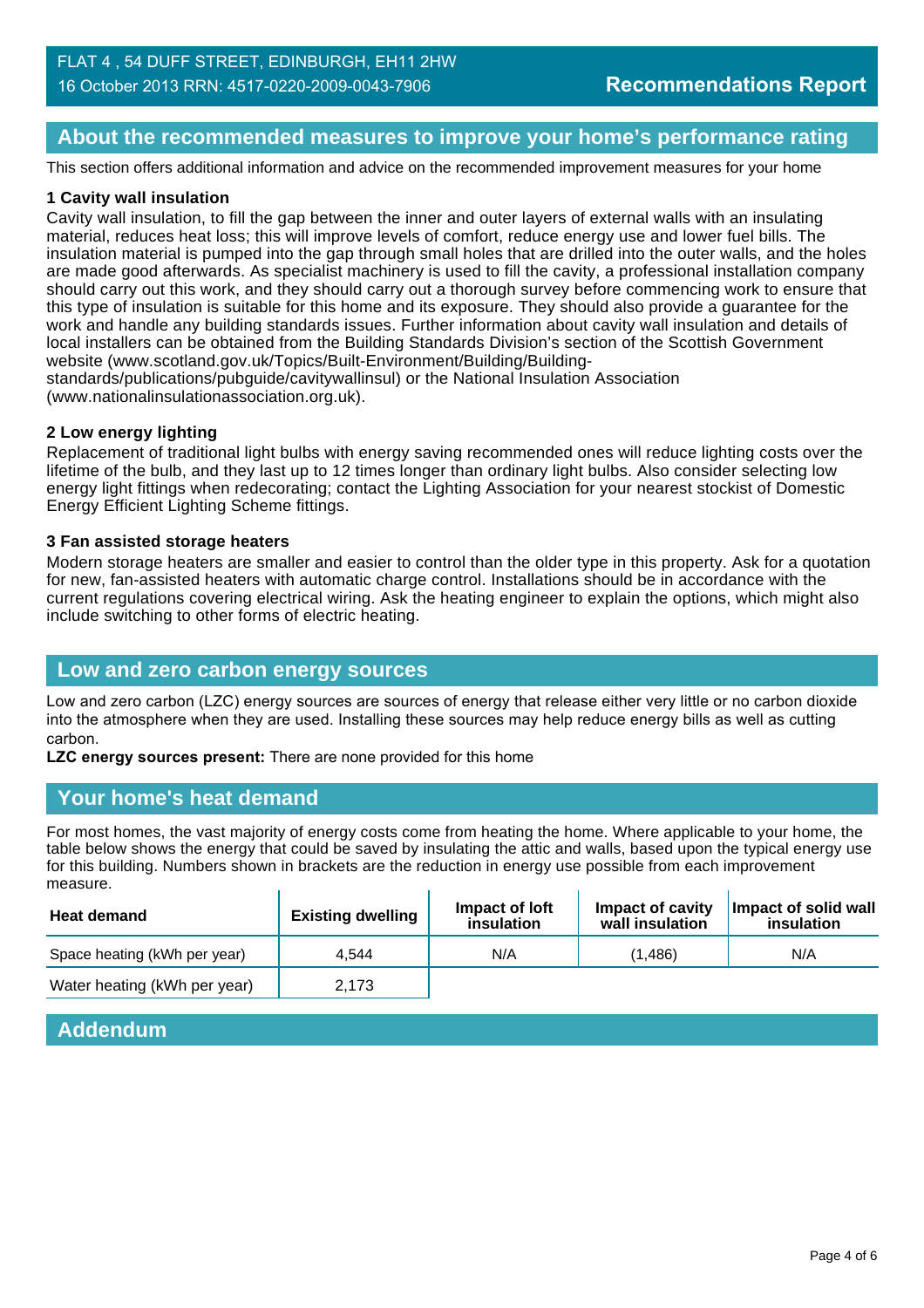## About the recommended measures to improve your home's performance rating

This section offers additional information and advice on the recommended improvement measures for your home

### 1 Cavity wall insulation

Cavity wall insulation, to fill the gap between the inner and outer layers of external walls with an insulating material, reduces heat loss; this will improve levels of comfort, reduce energy use and lower fuel bills. The insulation material is pumped into the gap through small holes that are drilled into the outer walls, and the holes are made good afterwards. As specialist machinery is used to fill the cavity, a professional installation company should carry out this work, and they should carry out a thorough survey before commencing work to ensure that this type of insulation is suitable for this home and its exposure. They should also provide a guarantee for the work and handle any building standards issues. Further information about cavity wall insulation and details of local installers can be obtained from the Building Standards Division's section of the Scottish Government website (www.scotland.gov.uk/Topics/Built-Environment/Building/Building-standards/publications/pubguide/cavitywallinsul) or the National Insulation Association (www.nationalinsulationassociation.org.uk).

### 2 Low energy lighting

Replacement of traditional light bulbs with energy saving recommended ones will reduce lighting costs over the lifetime of the bulb, and they last up to 12 times longer than ordinary light bulbs. Also consider selecting low energy light fittings when redecorating; contact the Lighting Association for your nearest stockist of Domestic Energy Efficient Lighting Scheme fittings.

### 3 Fan assisted storage heaters

Modern storage heaters are smaller and easier to control than the older type in this property. Ask for a quotation for new, fan-assisted heaters with automatic charge control. Installations should be in accordance with the current regulations covering electrical wiring. Ask the heating engineer to explain the options, which might also include switching to other forms of electric heating.

## Low and zero carbon energy sources

Low and zero carbon (LZC) energy sources are sources of energy that release either very little or no carbon dioxide into the atmosphere when they are used. Installing these sources may help reduce energy bills as well as cutting carbon.

**LZC energy sources present:** There are none provided for this home

## Your home's heat demand

For most homes, the vast majority of energy costs come from heating the home. Where applicable to your home, the table below shows the energy that could be saved by insulating the attic and walls, based upon the typical energy use for this building. Numbers shown in brackets are the reduction in energy use possible from each improvement measure.

| Heat demand | Existing dwelling | Impact of loft insulation | Impact of cavity wall insulation | Impact of solid wall insulation |
|---|---|---|---|---|
| Space heating (kWh per year) | 4,544 | N/A | (1,486) | N/A |
| Water heating (kWh per year) | 2,173 | | | |

## Addendum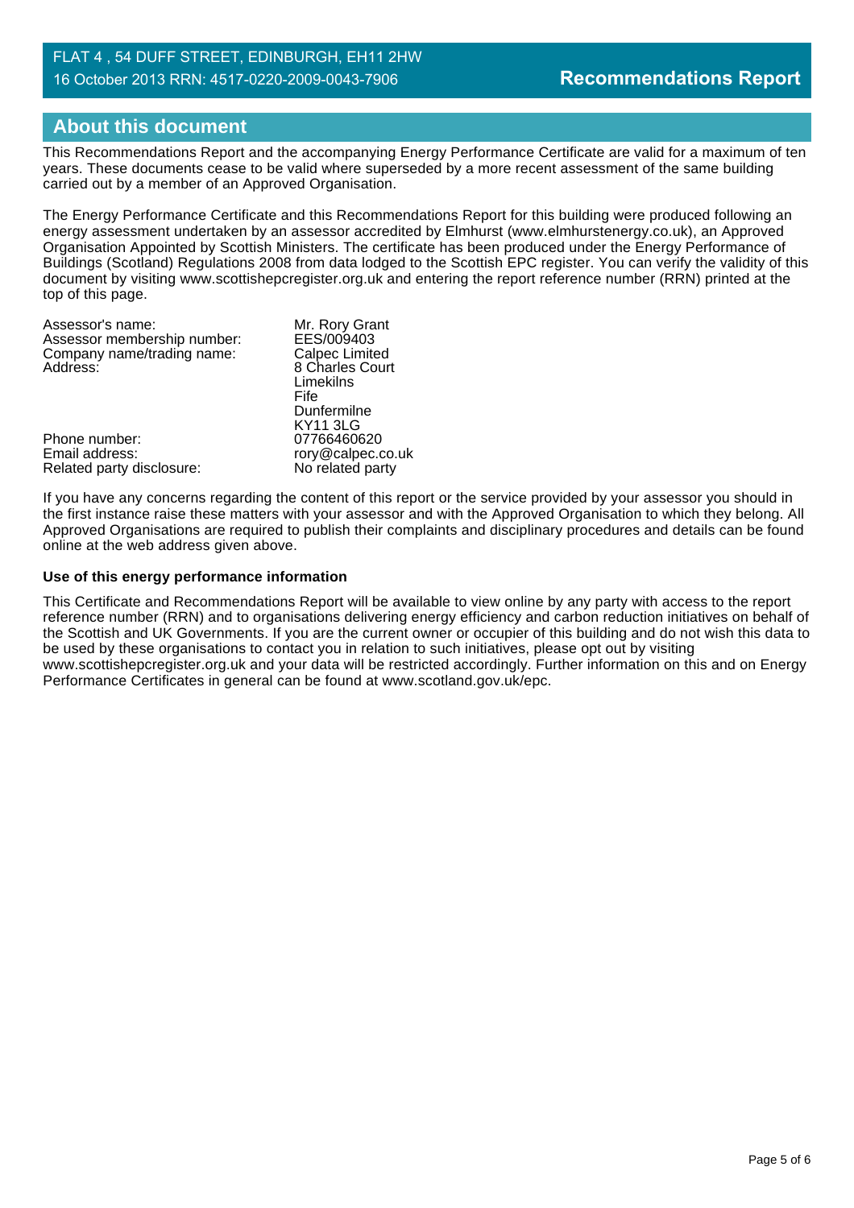## About this document

This Recommendations Report and the accompanying Energy Performance Certificate are valid for a maximum of ten years. These documents cease to be valid where superseded by a more recent assessment of the same building carried out by a member of an Approved Organisation.

The Energy Performance Certificate and this Recommendations Report for this building were produced following an energy assessment undertaken by an assessor accredited by Elmhurst (www.elmhurstenergy.co.uk), an Approved Organisation Appointed by Scottish Ministers. The certificate has been produced under the Energy Performance of Buildings (Scotland) Regulations 2008 from data lodged to the Scottish EPC register. You can verify the validity of this document by visiting www.scottishepcregister.org.uk and entering the report reference number (RRN) printed at the top of this page.

| | |
|---|---|
| Assessor's name: | Mr. Rory Grant |
| Assessor membership number: | EES/009403 |
| Company name/trading name: | Calpec Limited |
| Address: | 8 Charles Court<br>Limekilns<br>Fife<br>Dunfermilne<br>KY11 3LG |
| Phone number: | 07766460620 |
| Email address: | rory@calpec.co.uk |
| Related party disclosure: | No related party |

If you have any concerns regarding the content of this report or the service provided by your assessor you should in the first instance raise these matters with your assessor and with the Approved Organisation to which they belong. All Approved Organisations are required to publish their complaints and disciplinary procedures and details can be found online at the web address given above.

**Use of this energy performance information**

This Certificate and Recommendations Report will be available to view online by any party with access to the report reference number (RRN) and to organisations delivering energy efficiency and carbon reduction initiatives on behalf of the Scottish and UK Governments. If you are the current owner or occupier of this building and do not wish this data to be used by these organisations to contact you in relation to such initiatives, please opt out by visiting www.scottishepcregister.org.uk and your data will be restricted accordingly. Further information on this and on Energy Performance Certificates in general can be found at www.scotland.gov.uk/epc.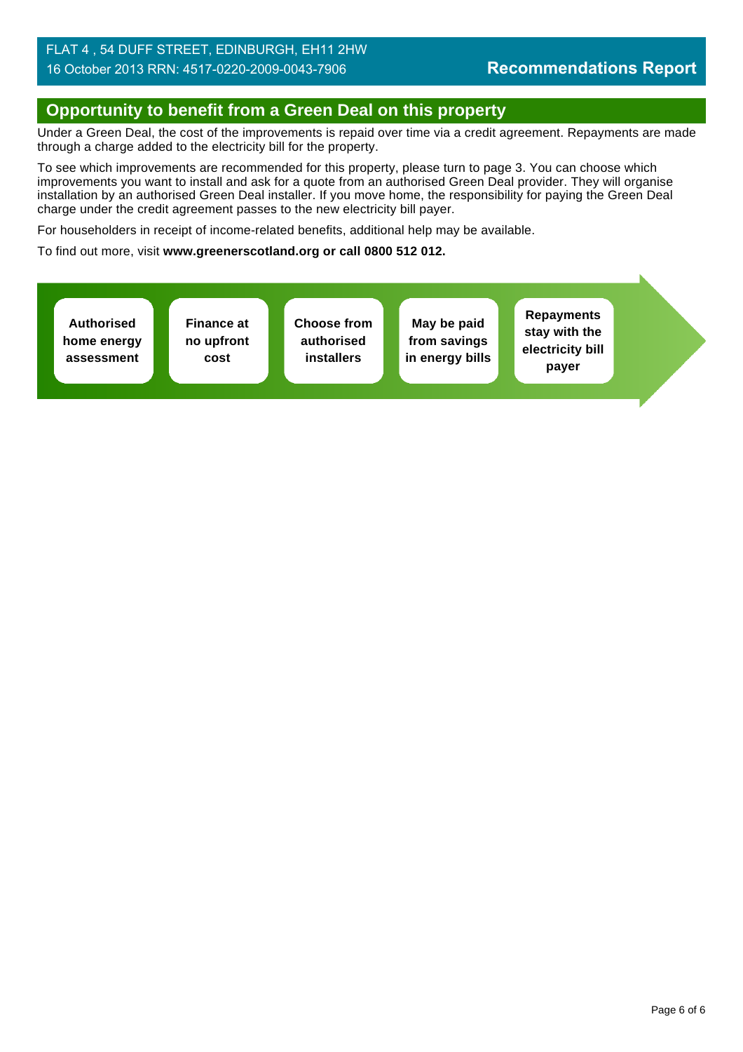## Opportunity to benefit from a Green Deal on this property

Under a Green Deal, the cost of the improvements is repaid over time via a credit agreement. Repayments are made through a charge added to the electricity bill for the property.

To see which improvements are recommended for this property, please turn to page 3. You can choose which improvements you want to install and ask for a quote from an authorised Green Deal provider. They will organise installation by an authorised Green Deal installer. If you move home, the responsibility for paying the Green Deal charge under the credit agreement passes to the new electricity bill payer.

For householders in receipt of income-related benefits, additional help may be available.

To find out more, visit **www.greenerscotland.org or call 0800 512 012.**

**Authorised home energy assessment**

**Finance at no upfront cost**

**Choose from authorised installers**

**May be paid from savings in energy bills**

**Repayments stay with the electricity bill payer**